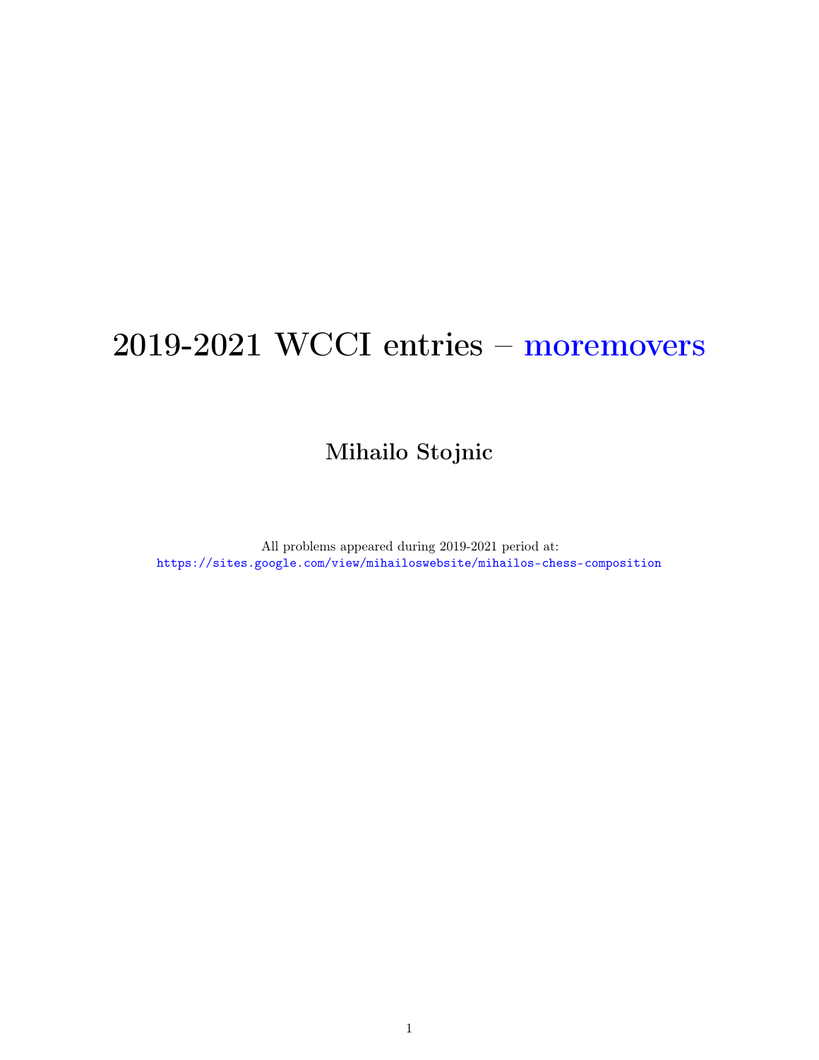# 2019-2021 WCCI entries – moremovers

## Mihailo Stojnic

All problems appeared during 2019-2021 period at:
https://sites.google.com/view/mihailoswebsite/mihailos-chess-composition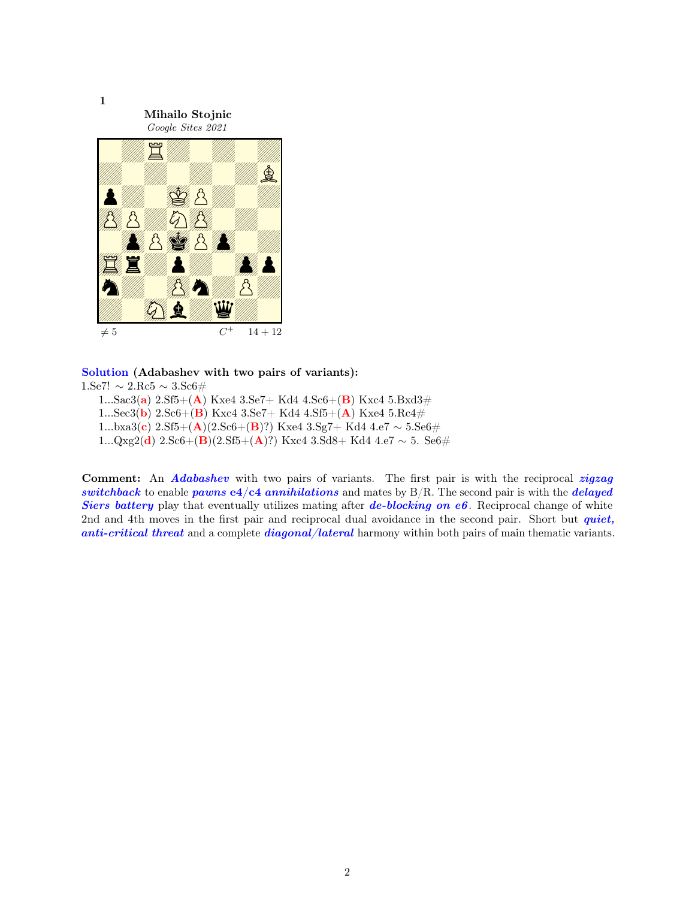**1**

**Mihailo Stojnic**
*Google Sites 2021*

≠ 5 $C^+$ 14 + 12

**Solution (Adabashev with two pairs of variants):**

1.Se7! ∼ 2.Rc5 ∼ 3.Sc6#

1...Sac3(**a**) 2.Sf5+(**A**) Kxe4 3.Se7+ Kd4 4.Sc6+(**B**) Kxc4 5.Bxd3#

1...Sec3(**b**) 2.Sc6+(**B**) Kxc4 3.Se7+ Kd4 4.Sf5+(**A**) Kxe4 5.Rc4#

1...bxa3(**c**) 2.Sf5+(**A**)(2.Sc6+(**B**)?) Kxe4 3.Sg7+ Kd4 4.e7 ∼ 5.Se6#

1...Qxg2(**d**) 2.Sc6+(**B**)(2.Sf5+(**A**)?) Kxc4 3.Sd8+ Kd4 4.e7 ∼ 5. Se6#

**Comment:** An ***Adabashev*** with two pairs of variants. The first pair is with the reciprocal ***zigzag switchback*** to enable ***pawns e4/c4 annihilations*** and mates by B/R. The second pair is with the ***delayed Siers battery*** play that eventually utilizes mating after ***de-blocking on e6***. Reciprocal change of white 2nd and 4th moves in the first pair and reciprocal dual avoidance in the second pair. Short but ***quiet, anti-critical threat*** and a complete ***diagonal/lateral*** harmony within both pairs of main thematic variants.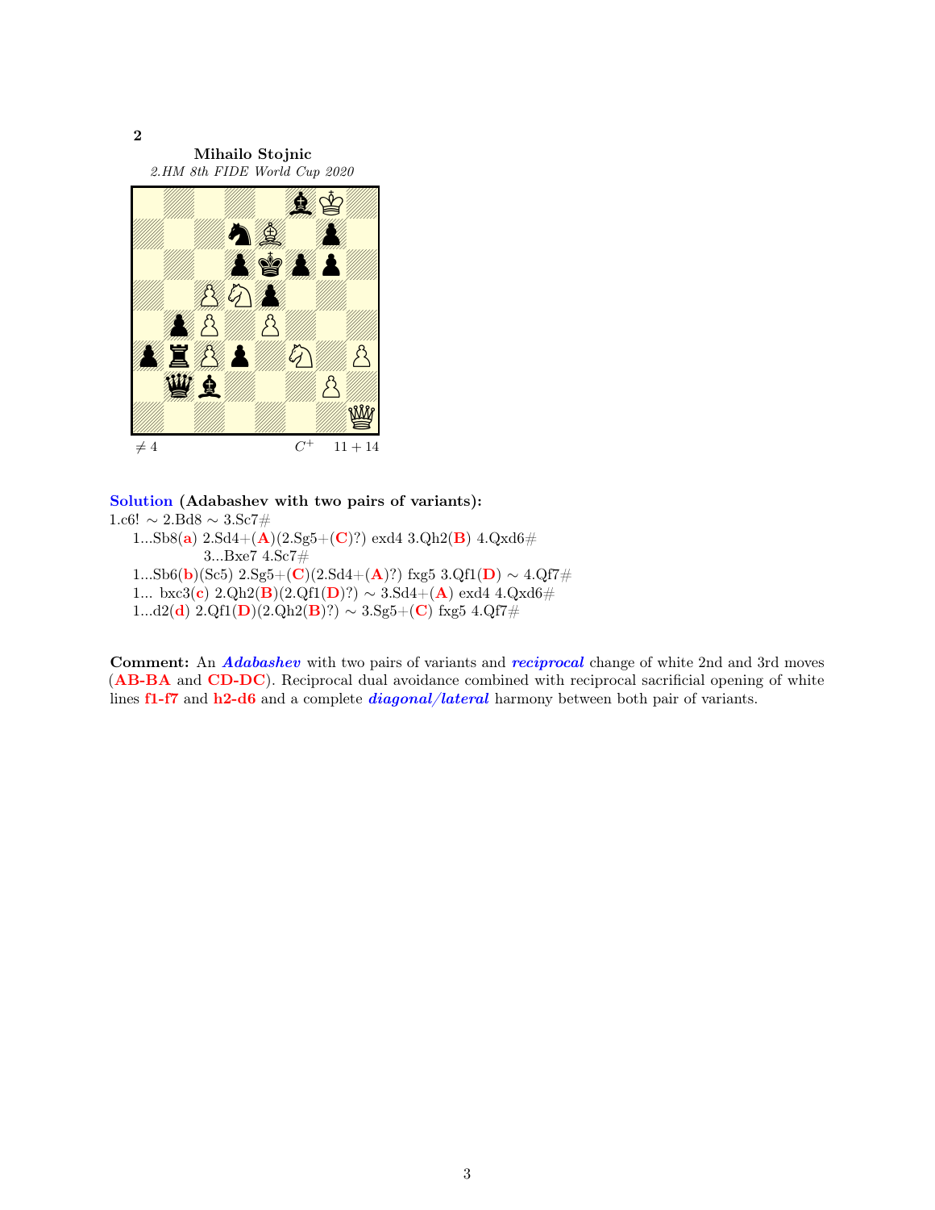**2**

**Mihailo Stojnic**

*2.HM 8th FIDE World Cup 2020*

≠ 4 $C^+$ 11 + 14

**Solution (Adabashev with two pairs of variants):**

1.c6! ∼ 2.Bd8 ∼ 3.Sc7#

1...Sb8(**a**) 2.Sd4+(**A**)(2.Sg5+(**C**)?) exd4 3.Qh2(**B**) 4.Qxd6#

3...Bxe7 4.Sc7#

1...Sb6(**b**)(Sc5) 2.Sg5+(**C**)(2.Sd4+(**A**)?) fxg5 3.Qf1(**D**) ∼ 4.Qf7#

1... bxc3(**c**) 2.Qh2(**B**)(2.Qf1(**D**)?) ∼ 3.Sd4+(**A**) exd4 4.Qxd6#

1...d2(**d**) 2.Qf1(**D**)(2.Qh2(**B**)?) ∼ 3.Sg5+(**C**) fxg5 4.Qf7#

**Comment:** An ***Adabashev*** with two pairs of variants and ***reciprocal*** change of white 2nd and 3rd moves (**AB-BA** and **CD-DC**). Reciprocal dual avoidance combined with reciprocal sacrificial opening of white lines **f1-f7** and **h2-d6** and a complete ***diagonal/lateral*** harmony between both pair of variants.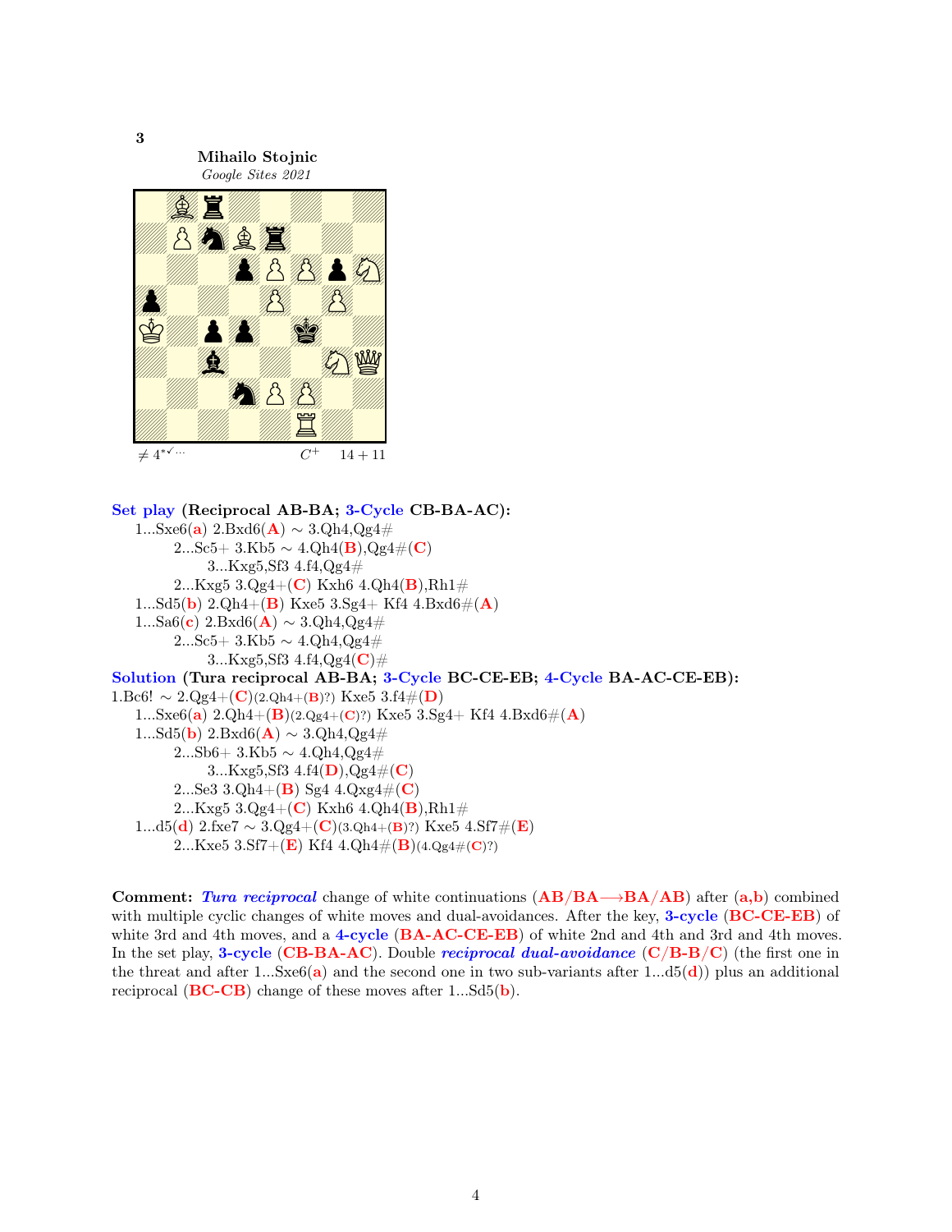**3**

**Mihailo Stojnic**
*Google Sites 2021*

≠ 4*✓... $C^+$ 14 + 11

**Set play (Reciprocal AB-BA; 3-Cycle CB-BA-AC):**

1...Sxe6(**a**) 2.Bxd6(**A**) ~ 3.Qh4,Qg4#
  2...Sc5+ 3.Kb5 ~ 4.Qh4(**B**),Qg4#(**C**)
    3...Kxg5,Sf3 4.f4,Qg4#
  2...Kxg5 3.Qg4+(**C**) Kxh6 4.Qh4(**B**),Rh1#
1...Sd5(**b**) 2.Qh4+(**B**) Kxe5 3.Sg4+ Kf4 4.Bxd6#(**A**)
1...Sa6(**c**) 2.Bxd6(**A**) ~ 3.Qh4,Qg4#
  2...Sc5+ 3.Kb5 ~ 4.Qh4,Qg4#
    3...Kxg5,Sf3 4.f4,Qg4(**C**)#

**Solution (Tura reciprocal AB-BA; 3-Cycle BC-CE-EB; 4-Cycle BA-AC-CE-EB):**

1.Bc6! ~ 2.Qg4+(**C**)(2.Qh4+(**B**)?) Kxe5 3.f4#(**D**)
  1...Sxe6(**a**) 2.Qh4+(**B**)(2.Qg4+(**C**)?) Kxe5 3.Sg4+ Kf4 4.Bxd6#(**A**)
  1...Sd5(**b**) 2.Bxd6(**A**) ~ 3.Qh4,Qg4#
    2...Sb6+ 3.Kb5 ~ 4.Qh4,Qg4#
      3...Kxg5,Sf3 4.f4(**D**),Qg4#(**C**)
    2...Se3 3.Qh4+(**B**) Sg4 4.Qxg4#(**C**)
    2...Kxg5 3.Qg4+(**C**) Kxh6 4.Qh4(**B**),Rh1#
  1...d5(**d**) 2.fxe7 ~ 3.Qg4+(**C**)(3.Qh4+(**B**)?) Kxe5 4.Sf7#(**E**)
    2...Kxe5 3.Sf7+(**E**) Kf4 4.Qh4#(**B**)(4.Qg4#(**C**)?)

**Comment:** ***Tura reciprocal*** change of white continuations (**AB/BA⟶BA/AB**) after (**a,b**) combined with multiple cyclic changes of white moves and dual-avoidances. After the key, **3-cycle** (**BC-CE-EB**) of white 3rd and 4th moves, and a **4-cycle** (**BA-AC-CE-EB**) of white 2nd and 4th and 3rd and 4th moves. In the set play, **3-cycle** (**CB-BA-AC**). Double ***reciprocal dual-avoidance*** (**C/B-B/C**) (the first one in the threat and after 1...Sxe6(**a**) and the second one in two sub-variants after 1...d5(**d**)) plus an additional reciprocal (**BC-CB**) change of these moves after 1...Sd5(**b**).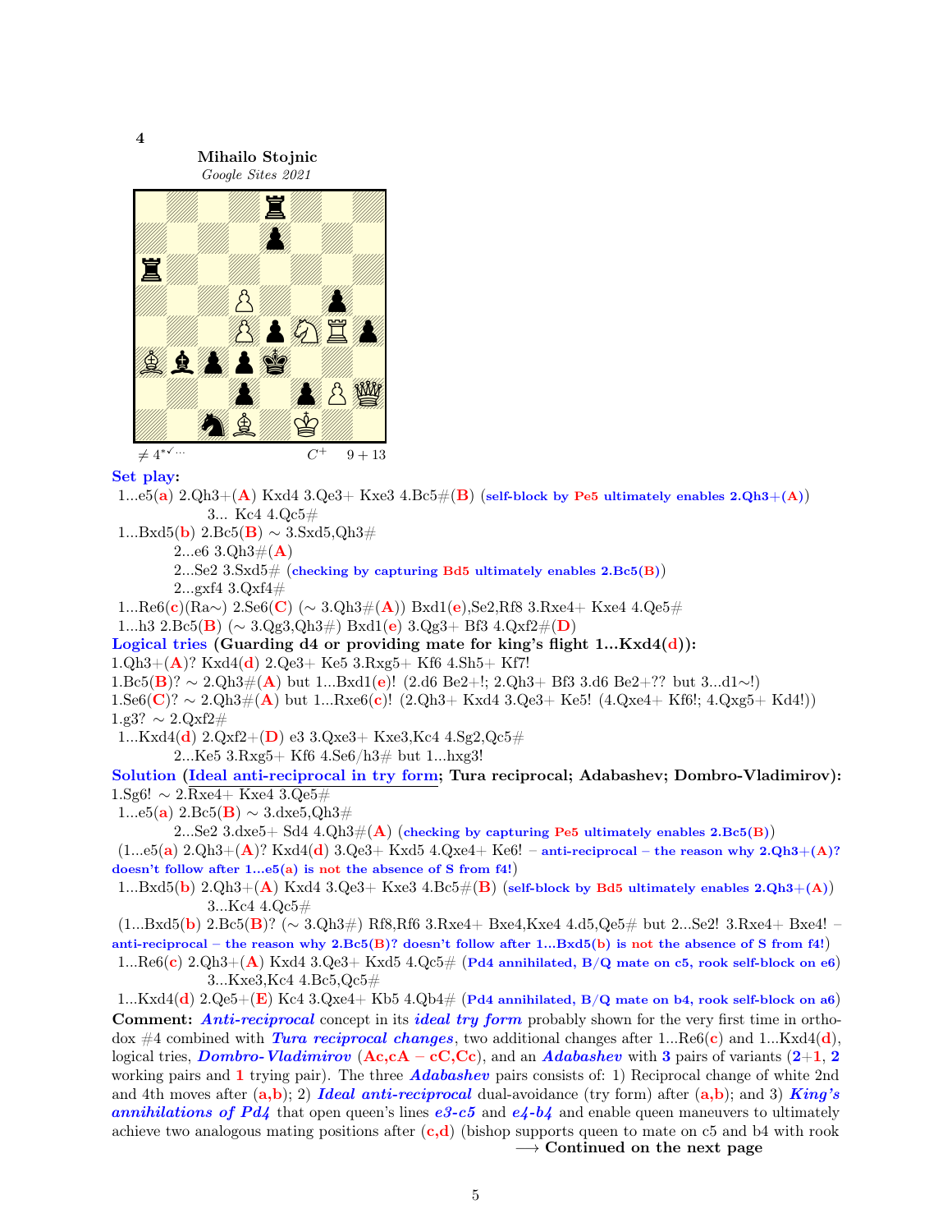**4**

**Mihailo Stojnic**
*Google Sites 2021*

≠ 4*✓··· $C^+$ 9 + 13

**Set play:**

1...e5(**a**) 2.Qh3+(**A**) Kxd4 3.Qe3+ Kxe3 4.Bc5#(**B**) (**self-block by Pe5 ultimately enables 2.Qh3+(A)**)
3... Kc4 4.Qc5#

1...Bxd5(**b**) 2.Bc5(**B**) ∼ 3.Sxd5,Qh3#
2...e6 3.Qh3#(**A**)
2...Se2 3.Sxd5# (**checking by capturing Bd5 ultimately enables 2.Bc5(B)**)
2...gxf4 3.Qxf4#

1...Re6(**c**)(Ra∼) 2.Se6(**C**) (∼ 3.Qh3#(**A**)) Bxd1(**e**),Se2,Rf8 3.Rxe4+ Kxe4 4.Qe5#

1...h3 2.Bc5(**B**) (∼ 3.Qg3,Qh3#) Bxd1(**e**) 3.Qg3+ Bf3 4.Qxf2#(**D**)

**Logical tries (Guarding d4 or providing mate for king's flight 1...Kxd4(d)):**

1.Qh3+(**A**)? Kxd4(**d**) 2.Qe3+ Ke5 3.Rxg5+ Kf6 4.Sh5+ Kf7!

1.Bc5(**B**)? ∼ 2.Qh3#(**A**) but 1...Bxd1(**e**)! (2.d6 Be2+!; 2.Qh3+ Bf3 3.d6 Be2+?? but 3...d1∼!)

1.Se6(**C**)? ∼ 2.Qh3#(**A**) but 1...Rxe6(**c**)! (2.Qh3+ Kxd4 3.Qe3+ Ke5! (4.Qxe4+ Kf6!; 4.Qxg5+ Kd4!))

1.g3? ∼ 2.Qxf2#

1...Kxd4(**d**) 2.Qxf2+(**D**) e3 3.Qxe3+ Kxe3,Kc4 4.Sg2,Qc5#
2...Ke5 3.Rxg5+ Kf6 4.Se6/h3# but 1...hxg3!

**Solution (Ideal anti-reciprocal in try form; Tura reciprocal; Adabashev; Dombro-Vladimirov):**

1.Sg6! ∼ 2.Rxe4+ Kxe4 3.Qe5#

1...e5(**a**) 2.Bc5(**B**) ∼ 3.dxe5,Qh3#
2...Se2 3.dxe5+ Sd4 4.Qh3#(**A**) (**checking by capturing Pe5 ultimately enables 2.Bc5(B)**)

(1...e5(**a**) 2.Qh3+(**A**)? Kxd4(**d**) 3.Qe3+ Kxd5 4.Qxe4+ Ke6! – **anti-reciprocal – the reason why 2.Qh3+(A)? doesn't follow after 1...e5(a) is not the absence of S from f4!**)

1...Bxd5(**b**) 2.Qh3+(**A**) Kxd4 3.Qe3+ Kxe3 4.Bc5#(**B**) (**self-block by Bd5 ultimately enables 2.Qh3+(A)**)
3...Kc4 4.Qc5#

(1...Bxd5(**b**) 2.Bc5(**B**)? (∼ 3.Qh3#) Rf8,Rf6 3.Rxe4+ Bxe4,Kxe4 4.d5,Qe5# but 2...Se2! 3.Rxe4+ Bxe4! – **anti-reciprocal – the reason why 2.Bc5(B)? doesn't follow after 1...Bxd5(b) is not the absence of S from f4!**)

1...Re6(**c**) 2.Qh3+(**A**) Kxd4 3.Qe3+ Kxd5 4.Qc5# (**Pd4 annihilated, B/Q mate on c5, rook self-block on e6**)
3...Kxe3,Kc4 4.Bc5,Qc5#

1...Kxd4(**d**) 2.Qe5+(**E**) Kc4 3.Qxe4+ Kb5 4.Qb4# (**Pd4 annihilated, B/Q mate on b4, rook self-block on a6**)

**Comment:** ***Anti-reciprocal*** concept in its ***ideal try form*** probably shown for the very first time in orthodox #4 combined with ***Tura reciprocal changes***, two additional changes after 1...Re6(**c**) and 1...Kxd4(**d**), logical tries, ***Dombro-Vladimirov*** (**Ac,cA – cC,Cc**), and an ***Adabashev*** with **3** pairs of variants (**2**+**1**, **2** working pairs and **1** trying pair). The three ***Adabashev*** pairs consists of: 1) Reciprocal change of white 2nd and 4th moves after (**a**,**b**); 2) ***Ideal anti-reciprocal*** dual-avoidance (try form) after (**a**,**b**); and 3) ***King's annihilations of Pd4*** that open queen's lines *e3-c5* and *e4-b4* and enable queen maneuvers to ultimately achieve two analogous mating positions after (**c**,**d**) (bishop supports queen to mate on c5 and b4 with rook

⟶ **Continued on the next page**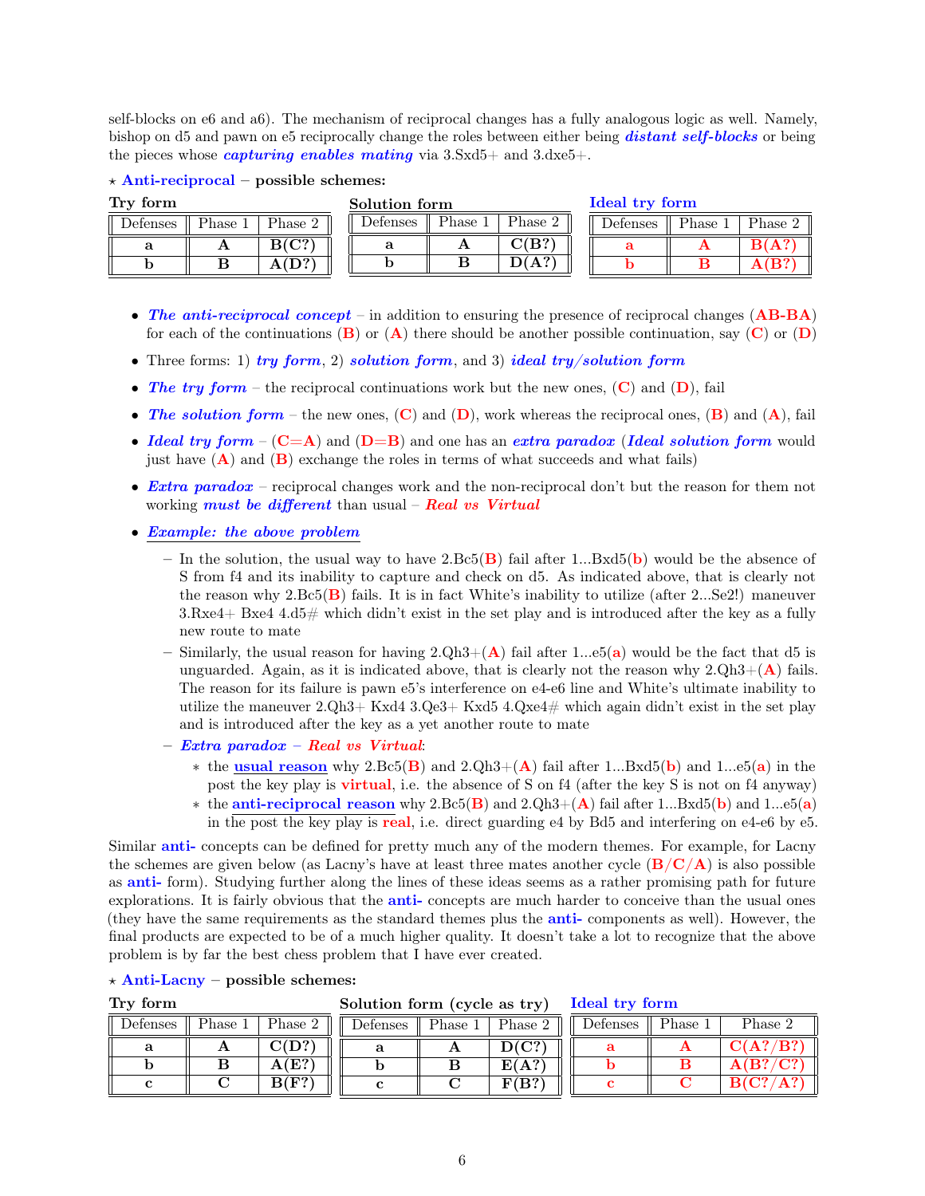self-blocks on e6 and a6). The mechanism of reciprocal changes has a fully analogous logic as well. Namely, bishop on d5 and pawn on e5 reciprocally change the roles between either being ***distant self-blocks*** or being the pieces whose ***capturing enables mating*** via 3.Sxd5+ and 3.dxe5+.

⋆ **Anti-reciprocal – possible schemes:**

**Try form**

| Defenses | Phase 1 | Phase 2 |
|---|---|---|
| **a** | **A** | **B(C?)** |
| **b** | **B** | **A(D?)** |

**Solution form**

| Defenses | Phase 1 | Phase 2 |
|---|---|---|
| **a** | **A** | **C(B?)** |
| **b** | **B** | **D(A?)** |

**Ideal try form**

| Defenses | Phase 1 | Phase 2 |
|---|---|---|
| **a** | **A** | **B(A?)** |
| **b** | **B** | **A(B?)** |

- ***The anti-reciprocal concept*** – in addition to ensuring the presence of reciprocal changes (**AB-BA**) for each of the continuations (**B**) or (**A**) there should be another possible continuation, say (**C**) or (**D**)
- Three forms: 1) ***try form***, 2) ***solution form***, and 3) ***ideal try/solution form***
- ***The try form*** – the reciprocal continuations work but the new ones, (**C**) and (**D**), fail
- ***The solution form*** – the new ones, (**C**) and (**D**), work whereas the reciprocal ones, (**B**) and (**A**), fail
- ***Ideal try form*** – (**C=A**) and (**D=B**) and one has an ***extra paradox*** (***Ideal solution form*** would just have (**A**) and (**B**) exchange the roles in terms of what succeeds and what fails)
- ***Extra paradox*** – reciprocal changes work and the non-reciprocal don't but the reason for them not working ***must be different*** than usual – ***Real vs Virtual***
- ***Example: the above problem***
  - In the solution, the usual way to have 2.Bc5(**B**) fail after 1...Bxd5(**b**) would be the absence of S from f4 and its inability to capture and check on d5. As indicated above, that is clearly not the reason why 2.Bc5(**B**) fails. It is in fact White's inability to utilize (after 2...Se2!) maneuver 3.Rxe4+ Bxe4 4.d5# which didn't exist in the set play and is introduced after the key as a fully new route to mate
  - Similarly, the usual reason for having 2.Qh3+(**A**) fail after 1...e5(**a**) would be the fact that d5 is unguarded. Again, as it is indicated above, that is clearly not the reason why 2.Qh3+(**A**) fails. The reason for its failure is pawn e5's interference on e4-e6 line and White's ultimate inability to utilize the maneuver 2.Qh3+ Kxd4 3.Qe3+ Kxd5 4.Qxe4# which again didn't exist in the set play and is introduced after the key as a yet another route to mate
  - ***Extra paradox*** – ***Real vs Virtual***:
    - the **usual reason** why 2.Bc5(**B**) and 2.Qh3+(**A**) fail after 1...Bxd5(**b**) and 1...e5(**a**) in the post the key play is **virtual**, i.e. the absence of S on f4 (after the key S is not on f4 anyway)
    - the **anti-reciprocal reason** why 2.Bc5(**B**) and 2.Qh3+(**A**) fail after 1...Bxd5(**b**) and 1...e5(**a**) in the post the key play is **real**, i.e. direct guarding e4 by Bd5 and interfering on e4-e6 by e5.

Similar **anti-** concepts can be defined for pretty much any of the modern themes. For example, for Lacny the schemes are given below (as Lacny's have at least three mates another cycle (**B/C/A**) is also possible as **anti-** form). Studying further along the lines of these ideas seems as a rather promising path for future explorations. It is fairly obvious that the **anti-** concepts are much harder to conceive than the usual ones (they have the same requirements as the standard themes plus the **anti-** components as well). However, the final products are expected to be of a much higher quality. It doesn't take a lot to recognize that the above problem is by far the best chess problem that I have ever created.

⋆ **Anti-Lacny – possible schemes:**

**Try form**

| Defenses | Phase 1 | Phase 2 |
|---|---|---|
| **a** | **A** | **C(D?)** |
| **b** | **B** | **A(E?)** |
| **c** | **C** | **B(F?)** |

**Solution form (cycle as try)**

| Defenses | Phase 1 | Phase 2 |
|---|---|---|
| **a** | **A** | **D(C?)** |
| **b** | **B** | **E(A?)** |
| **c** | **C** | **F(B?)** |

**Ideal try form**

| Defenses | Phase 1 | Phase 2 |
|---|---|---|
| **a** | **A** | **C(A?/B?)** |
| **b** | **B** | **A(B?/C?)** |
| **c** | **C** | **B(C?/A?)** |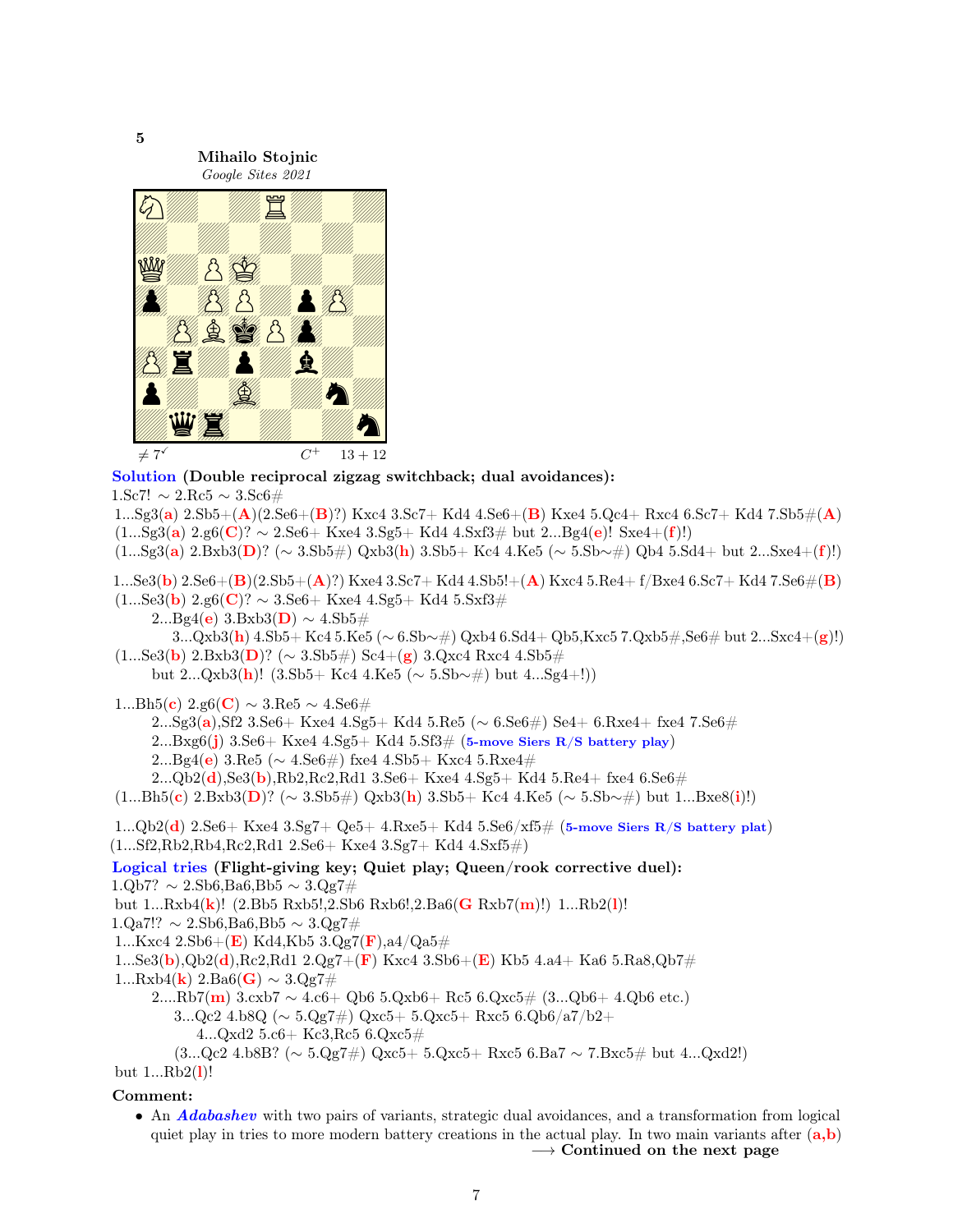**5**

**Mihailo Stojnic**
*Google Sites 2021*

≠ 7✓ $C^+$ 13 + 12

**Solution (Double reciprocal zigzag switchback; dual avoidances):**

1.Sc7! ∼ 2.Rc5 ∼ 3.Sc6#

1...Sg3(**a**) 2.Sb5+(**A**)(2.Se6+(**B**)?) Kxc4 3.Sc7+ Kd4 4.Se6+(**B**) Kxe4 5.Qc4+ Rxc4 6.Sc7+ Kd4 7.Sb5#(**A**)

(1...Sg3(**a**) 2.g6(**C**)? ∼ 2.Se6+ Kxe4 3.Sg5+ Kd4 4.Sxf3# but 2...Bg4(**e**)! Sxe4+(**f**)!)

(1...Sg3(**a**) 2.Bxb3(**D**)? (∼ 3.Sb5#) Qxb3(**h**) 3.Sb5+ Kc4 4.Ke5 (∼ 5.Sb∼#) Qb4 5.Sd4+ but 2...Sxe4+(**f**)!)

1...Se3(**b**) 2.Se6+(**B**)(2.Sb5+(**A**)?) Kxe4 3.Sc7+ Kd4 4.Sb5!+(**A**) Kxc4 5.Re4+ f/Bxe4 6.Sc7+ Kd4 7.Se6#(**B**)

(1...Se3(**b**) 2.g6(**C**)? ∼ 3.Se6+ Kxe4 4.Sg5+ Kd4 5.Sxf3#

2...Bg4(**e**) 3.Bxb3(**D**) ∼ 4.Sb5#

3...Qxb3(**h**) 4.Sb5+ Kc4 5.Ke5 (∼ 6.Sb∼#) Qxb4 6.Sd4+ Qb5,Kxc5 7.Qxb5#,Se6# but 2...Sxc4+(**g**)!)

(1...Se3(**b**) 2.Bxb3(**D**)? (∼ 3.Sb5#) Sc4+(**g**) 3.Qxc4 Rxc4 4.Sb5#

but 2...Qxb3(**h**)! (3.Sb5+ Kc4 4.Ke5 (∼ 5.Sb∼#) but 4...Sg4+!))

1...Bh5(**c**) 2.g6(**C**) ∼ 3.Re5 ∼ 4.Se6#

2...Sg3(**a**),Sf2 3.Se6+ Kxe4 4.Sg5+ Kd4 5.Re5 (∼ 6.Se6#) Se4+ 6.Rxe4+ fxe4 7.Se6#

2...Bxg6(**j**) 3.Se6+ Kxe4 4.Sg5+ Kd4 5.Sf3# (**5-move Siers R/S battery play**)

2...Bg4(**e**) 3.Re5 (∼ 4.Se6#) fxe4 4.Sb5+ Kxc4 5.Rxe4#

2...Qb2(**d**),Se3(**b**),Rb2,Rc2,Rd1 3.Se6+ Kxe4 4.Sg5+ Kd4 5.Re4+ fxe4 6.Se6#

(1...Bh5(**c**) 2.Bxb3(**D**)? (∼ 3.Sb5#) Qxb3(**h**) 3.Sb5+ Kc4 4.Ke5 (∼ 5.Sb∼#) but 1...Bxe8(**i**)!)

1...Qb2(**d**) 2.Se6+ Kxe4 3.Sg7+ Qe5+ 4.Rxe5+ Kd4 5.Se6/xf5# (**5-move Siers R/S battery plat**)

(1...Sf2,Rb2,Rb4,Rc2,Rd1 2.Se6+ Kxe4 3.Sg7+ Kd4 4.Sxf5#)

**Logical tries (Flight-giving key; Quiet play; Queen/rook corrective duel):**

1.Qb7? ∼ 2.Sb6,Ba6,Bb5 ∼ 3.Qg7#

but 1...Rxb4(**k**)! (2.Bb5 Rxb5!,2.Sb6 Rxb6!,2.Ba6(**G** Rxb7(**m**)!) 1...Rb2(**l**)!

1.Qa7!? ∼ 2.Sb6,Ba6,Bb5 ∼ 3.Qg7#

1...Kxc4 2.Sb6+(**E**) Kd4,Kb5 3.Qg7(**F**),a4/Qa5#

1...Se3(**b**),Qb2(**d**),Rc2,Rd1 2.Qg7+(**F**) Kxc4 3.Sb6+(**E**) Kb5 4.a4+ Ka6 5.Ra8,Qb7#

1...Rxb4(**k**) 2.Ba6(**G**) ∼ 3.Qg7#

2....Rb7(**m**) 3.cxb7 ∼ 4.c6+ Qb6 5.Qxb6+ Rc5 6.Qxc5# (3...Qb6+ 4.Qb6 etc.)

3...Qc2 4.b8Q (∼ 5.Qg7#) Qxc5+ 5.Qxc5+ Rxc5 6.Qb6/a7/b2+

4...Qxd2 5.c6+ Kc3,Rc5 6.Qxc5#

(3...Qc2 4.b8B? (∼ 5.Qg7#) Qxc5+ 5.Qxc5+ Rxc5 6.Ba7 ∼ 7.Bxc5# but 4...Qxd2!)

but 1...Rb2(**l**)!

**Comment:**

- An ***Adabashev*** with two pairs of variants, strategic dual avoidances, and a transformation from logical quiet play in tries to more modern battery creations in the actual play. In two main variants after (**a,b**)

⟶ **Continued on the next page**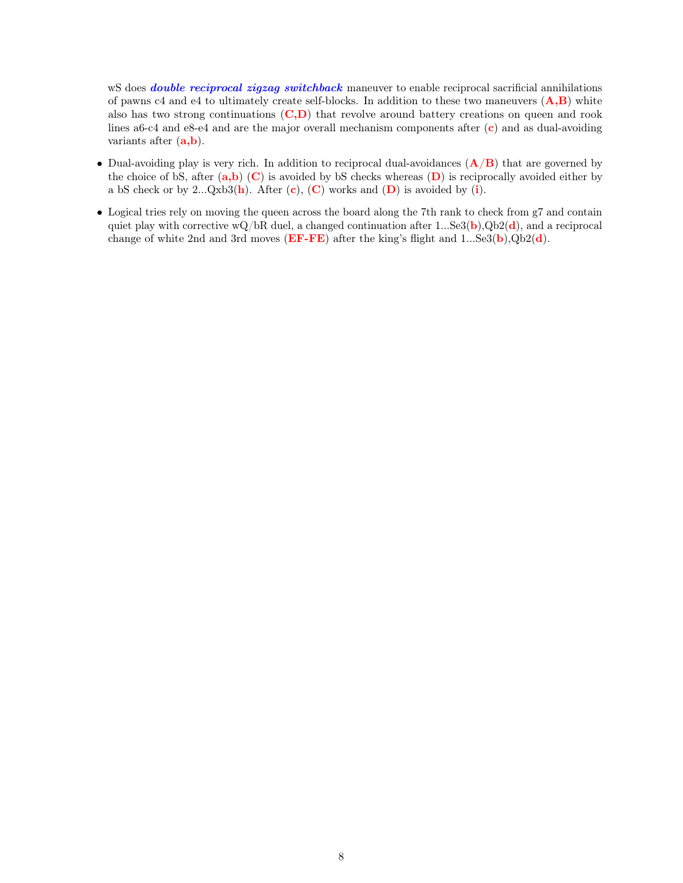wS does ***double reciprocal zigzag switchback*** maneuver to enable reciprocal sacrificial annihilations of pawns c4 and e4 to ultimately create self-blocks. In addition to these two maneuvers (**A,B**) white also has two strong continuations (**C,D**) that revolve around battery creations on queen and rook lines a6-c4 and e8-e4 and are the major overall mechanism components after (**c**) and as dual-avoiding variants after (**a,b**).

- Dual-avoiding play is very rich. In addition to reciprocal dual-avoidances (**A/B**) that are governed by the choice of bS, after (**a,b**) (**C**) is avoided by bS checks whereas (**D**) is reciprocally avoided either by a bS check or by 2...Qxb3(**h**). After (**c**), (**C**) works and (**D**) is avoided by (**i**).
- Logical tries rely on moving the queen across the board along the 7th rank to check from g7 and contain quiet play with corrective wQ/bR duel, a changed continuation after 1...Se3(**b**),Qb2(**d**), and a reciprocal change of white 2nd and 3rd moves (**EF-FE**) after the king's flight and 1...Se3(**b**),Qb2(**d**).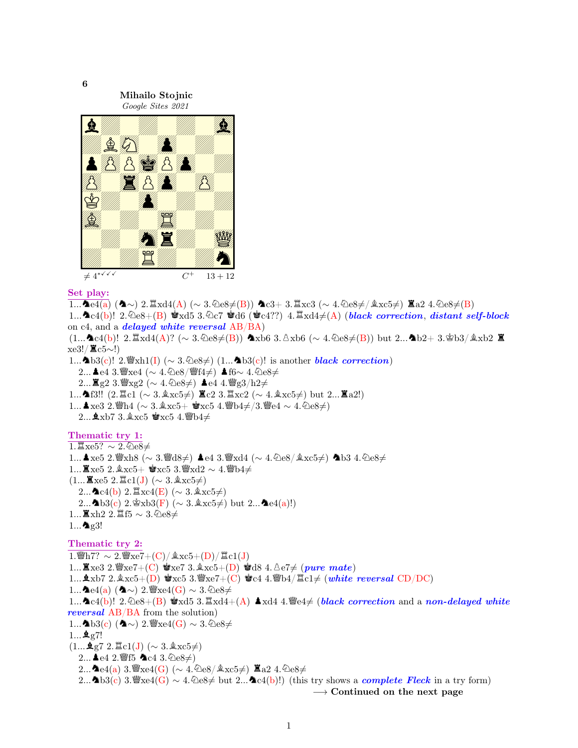**6**

**Mihailo Stojnic**
*Google Sites 2021*

≠ 4*✓✓✓ C+ 13 + 12

**Set play:**

1...♞e4(a) (♞∼) 2.♖xd4(A) (∼ 3.♘e8≠(B)) ♞c3+ 3.♖xc3 (∼ 4.♘e8≠/♗xc5≠) ♜a2 4.♘e8≠(B)

1...♞c4(b)! 2.♘e8+(B) ♚xd5 3.♘c7 ♚d6 (♚c4??) 4.♖xd4≠(A) (*black correction*, *distant self-block* on c4, and a *delayed white reversal* AB/BA)

(1...♞c4(b)! 2.♖xd4(A)? (∼ 3.♘e8≠(B)) ♞xb6 3.♙xb6 (∼ 4.♘e8≠(B)) but 2...♞b2+ 3.♔b3/♗xb2 ♜xe3!/♜c5∼!)

1...♞b3(c)! 2.♕xh1(I) (∼ 3.♘e8≠) (1...♞b3(c)! is another *black correction*)

2...♟e4 3.♕xe4 (∼ 4.♘e8/♕f4≠) ♟f6∼ 4.♘e8≠

2...♜g2 3.♕xg2 (∼ 4.♘e8≠) ♟e4 4.♕g3/h2≠

1...♞f3!! (2.♖c1 (∼ 3.♗xc5≠) ♜c2 3.♖xc2 (∼ 4.♗xc5≠) but 2...♜a2!)

1...♟xe3 2.♕h4 (∼ 3.♗xc5+ ♚xc5 4.♕b4≠/3.♕e4 ∼ 4.♘e8≠)

2...♝xb7 3.♗xc5 ♚xc5 4.♕b4≠

**Thematic try 1:**

1.♖xe5? ∼ 2.♘e8≠

1...♟xe5 2.♕xh8 (∼ 3.♕d8≠) ♟e4 3.♕xd4 (∼ 4.♘e8/♗xc5≠) ♞b3 4.♘e8≠

1...♜xe5 2.♗xc5+ ♚xc5 3.♕xd2 ∼ 4.♕b4≠

(1...♜xe5 2.♖c1(J) (∼ 3.♗xc5≠)

2...♞c4(b) 2.♖xc4(E) (∼ 3.♗xc5≠)

2...♞b3(c) 2.♔xb3(F) (∼ 3.♗xc5≠) but 2...♞e4(a)!)

1...♜xh2 2.♖f5 ∼ 3.♘e8≠

1...♞g3!

**Thematic try 2:**

1.♕h7? ∼ 2.♕xe7+(C)/♗xc5+(D)/♖c1(J)

1...♜xe3 2.♕xe7+(C) ♚xe7 3.♗xc5+(D) ♚d8 4.♙e7≠ (*pure mate*)

1...♝xb7 2.♗xc5+(D) ♚xc5 3.♕xe7+(C) ♚c4 4.♕b4/♖c1≠ (*white reversal* CD/DC)

1...♞e4(a) (♞∼) 2.♕xe4(G) ∼ 3.♘e8≠

1...♞c4(b)! 2.♘e8+(B) ♚xd5 3.♖xd4+(A) ♟xd4 4.♕e4≠ (*black correction* and a *non-delayed white reversal* AB/BA from the solution)

1...♞b3(c) (♞∼) 2.♕xe4(G) ∼ 3.♘e8≠

1...♝g7!

(1...♝g7 2.♖c1(J) (∼ 3.♗xc5≠)

2...♟e4 2.♕f5 ♞c4 3.♘e8≠)

2...♞e4(a) 3.♕xe4(G) (∼ 4.♘e8/♗xc5≠) ♜a2 4.♘e8≠

2...♞b3(c) 3.♕xe4(G) ∼ 4.♘e8≠ but 2...♞c4(b)!) (this try shows a *complete Fleck* in a try form)

⟶ **Continued on the next page**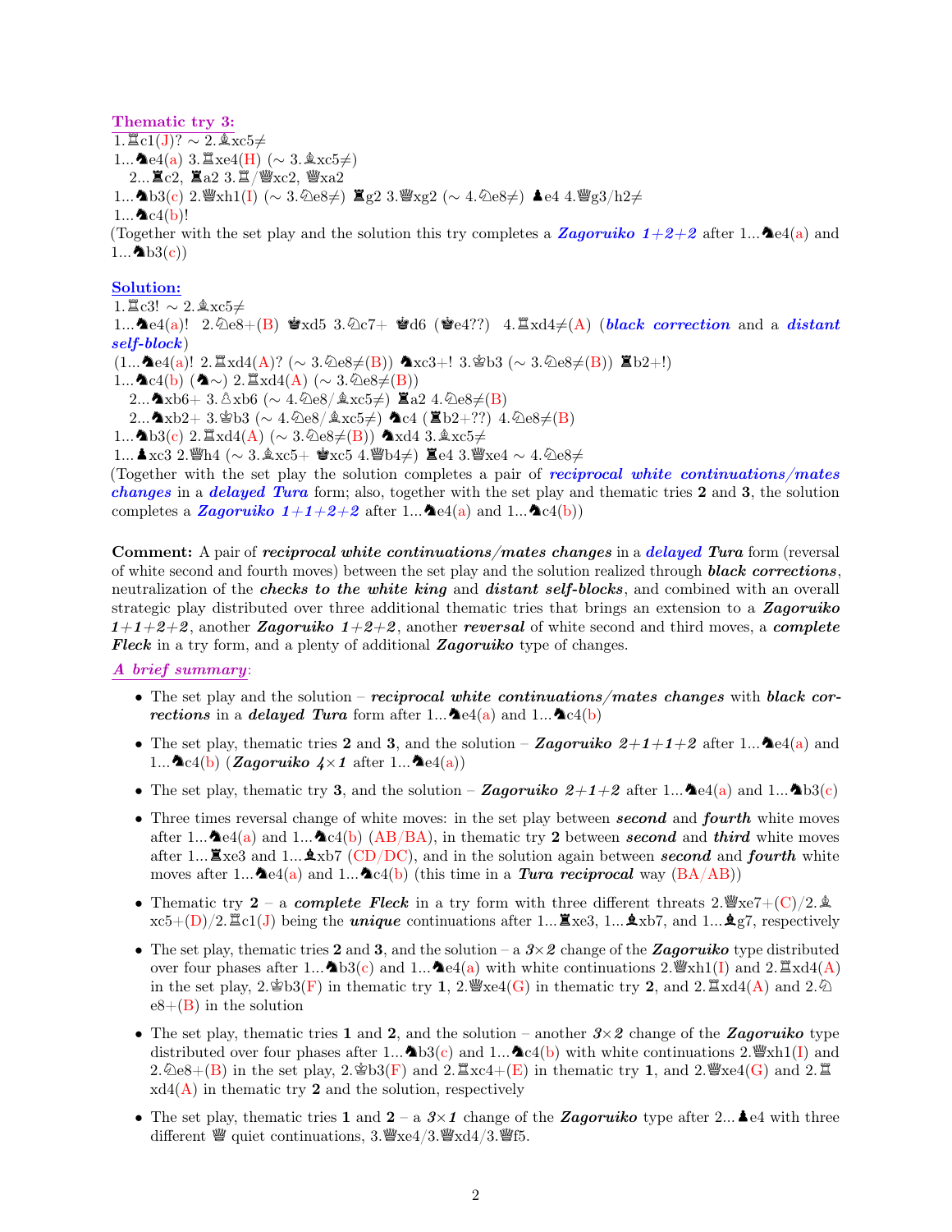**Thematic try 3:**

1.♖c1(J)? ~ 2.♗xc5≠

1...♞e4(a) 3.♖xe4(H) (~ 3.♗xc5≠)

   2...♜c2, ♜a2 3.♖/♕xc2, ♕xa2

1...♞b3(c) 2.♕xh1(I) (~ 3.♘e8≠) ♜g2 3.♕xg2 (~ 4.♘e8≠) ♟e4 4.♕g3/h2≠

1...♞c4(b)!

(Together with the set play and the solution this try completes a ***Zagoruiko 1+2+2*** after 1...♞e4(a) and 1...♞b3(c))

**Solution:**

1.♖c3! ~ 2.♗xc5≠

1...♞e4(a)! 2.♘e8+(B) ♚xd5 3.♘c7+ ♚d6 (♚e4??) 4.♖xd4≠(A) (***black correction*** and a ***distant self-block***)

(1...♞e4(a)! 2.♖xd4(A)? (~ 3.♘e8≠(B)) ♞xc3+! 3.♔b3 (~ 3.♘e8≠(B)) ♜b2+!)

1...♞c4(b) (♞~) 2.♖xd4(A) (~ 3.♘e8≠(B))

   2...♞xb6+ 3.♙xb6 (~ 4.♘e8/♗xc5≠) ♜a2 4.♘e8≠(B)

   2...♞xb2+ 3.♔b3 (~ 4.♘e8/♗xc5≠) ♞c4 (♜b2+??) 4.♘e8≠(B)

1...♞b3(c) 2.♖xd4(A) (~ 3.♘e8≠(B)) ♞xd4 3.♗xc5≠

1...♟xc3 2.♕h4 (~ 3.♗xc5+ ♚xc5 4.♕b4≠) ♜e4 3.♕xe4 ~ 4.♘e8≠

(Together with the set play the solution completes a pair of ***reciprocal white continuations/mates changes*** in a ***delayed Tura*** form; also, together with the set play and thematic tries **2** and **3**, the solution completes a ***Zagoruiko 1+1+2+2*** after 1...♞e4(a) and 1...♞c4(b))

**Comment:** A pair of ***reciprocal white continuations/mates changes*** in a ***delayed Tura*** form (reversal of white second and fourth moves) between the set play and the solution realized through ***black corrections***, neutralization of the ***checks to the white king*** and ***distant self-blocks***, and combined with an overall strategic play distributed over three additional thematic tries that brings an extension to a ***Zagoruiko 1+1+2+2***, another ***Zagoruiko 1+2+2***, another ***reversal*** of white second and third moves, a ***complete Fleck*** in a try form, and a plenty of additional ***Zagoruiko*** type of changes.

***A brief summary***:

- The set play and the solution – ***reciprocal white continuations/mates changes*** with ***black corrections*** in a ***delayed Tura*** form after 1...♞e4(a) and 1...♞c4(b)
- The set play, thematic tries **2** and **3**, and the solution – ***Zagoruiko 2+1+1+2*** after 1...♞e4(a) and 1...♞c4(b) (***Zagoruiko 4×1*** after 1...♞e4(a))
- The set play, thematic try **3**, and the solution – ***Zagoruiko 2+1+2*** after 1...♞e4(a) and 1...♞b3(c)
- Three times reversal change of white moves: in the set play between ***second*** and ***fourth*** white moves after 1...♞e4(a) and 1...♞c4(b) (AB/BA), in thematic try **2** between ***second*** and ***third*** white moves after 1...♜xe3 and 1...♝xb7 (CD/DC), and in the solution again between ***second*** and ***fourth*** white moves after 1...♞e4(a) and 1...♞c4(b) (this time in a ***Tura reciprocal*** way (BA/AB))
- Thematic try **2** – a ***complete Fleck*** in a try form with three different threats 2.♕xe7+(C)/2.♗xc5+(D)/2.♖c1(J) being the ***unique*** continuations after 1...♜xe3, 1...♝xb7, and 1...♝g7, respectively
- The set play, thematic tries **2** and **3**, and the solution – a ***3×2*** change of the ***Zagoruiko*** type distributed over four phases after 1...♞b3(c) and 1...♞e4(a) with white continuations 2.♕xh1(I) and 2.♖xd4(A) in the set play, 2.♔b3(F) in thematic try **1**, 2.♕xe4(G) in thematic try **2**, and 2.♖xd4(A) and 2.♘e8+(B) in the solution
- The set play, thematic tries **1** and **2**, and the solution – another ***3×2*** change of the ***Zagoruiko*** type distributed over four phases after 1...♞b3(c) and 1...♞c4(b) with white continuations 2.♕xh1(I) and 2.♘e8+(B) in the set play, 2.♔b3(F) and 2.♖xc4+(E) in thematic try **1**, and 2.♕xe4(G) and 2.♖xd4(A) in thematic try **2** and the solution, respectively
- The set play, thematic tries **1** and **2** – a ***3×1*** change of the ***Zagoruiko*** type after 2...♟e4 with three different ♕ quiet continuations, 3.♕xe4/3.♕xd4/3.♕f5.